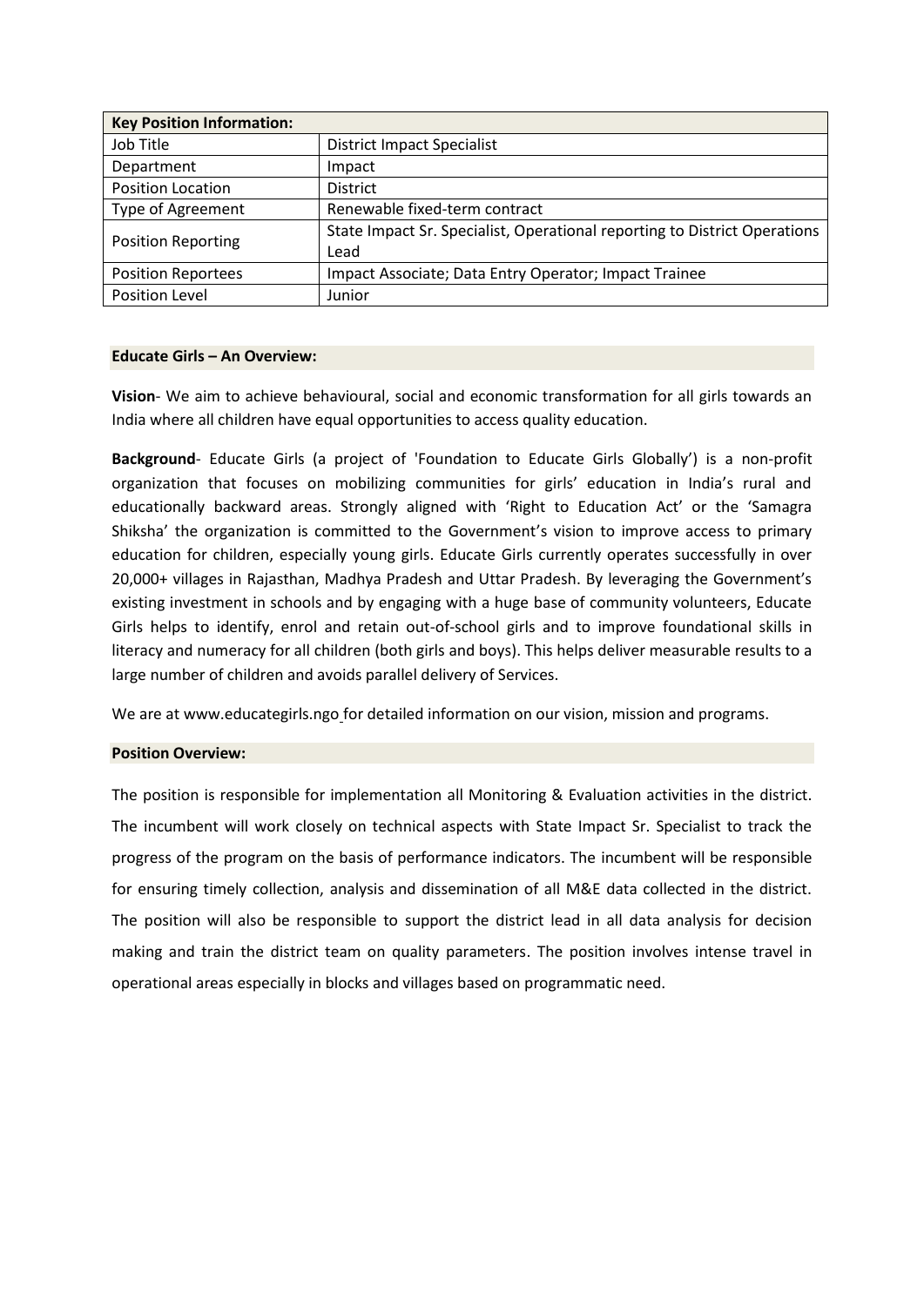| Key Position Information: | |
|---|---|
| Job Title | District Impact Specialist |
| Department | Impact |
| Position Location | District |
| Type of Agreement | Renewable fixed-term contract |
| Position Reporting | State Impact Sr. Specialist, Operational reporting to District Operations Lead |
| Position Reportees | Impact Associate; Data Entry Operator; Impact Trainee |
| Position Level | Junior |

## Educate Girls – An Overview:

**Vision**- We aim to achieve behavioural, social and economic transformation for all girls towards an India where all children have equal opportunities to access quality education.

**Background**- Educate Girls (a project of 'Foundation to Educate Girls Globally') is a non-profit organization that focuses on mobilizing communities for girls' education in India's rural and educationally backward areas. Strongly aligned with 'Right to Education Act' or the 'Samagra Shiksha' the organization is committed to the Government's vision to improve access to primary education for children, especially young girls. Educate Girls currently operates successfully in over 20,000+ villages in Rajasthan, Madhya Pradesh and Uttar Pradesh. By leveraging the Government's existing investment in schools and by engaging with a huge base of community volunteers, Educate Girls helps to identify, enrol and retain out-of-school girls and to improve foundational skills in literacy and numeracy for all children (both girls and boys). This helps deliver measurable results to a large number of children and avoids parallel delivery of Services.

We are at www.educategirls.ngo for detailed information on our vision, mission and programs.

## Position Overview:

The position is responsible for implementation all Monitoring & Evaluation activities in the district. The incumbent will work closely on technical aspects with State Impact Sr. Specialist to track the progress of the program on the basis of performance indicators. The incumbent will be responsible for ensuring timely collection, analysis and dissemination of all M&E data collected in the district. The position will also be responsible to support the district lead in all data analysis for decision making and train the district team on quality parameters. The position involves intense travel in operational areas especially in blocks and villages based on programmatic need.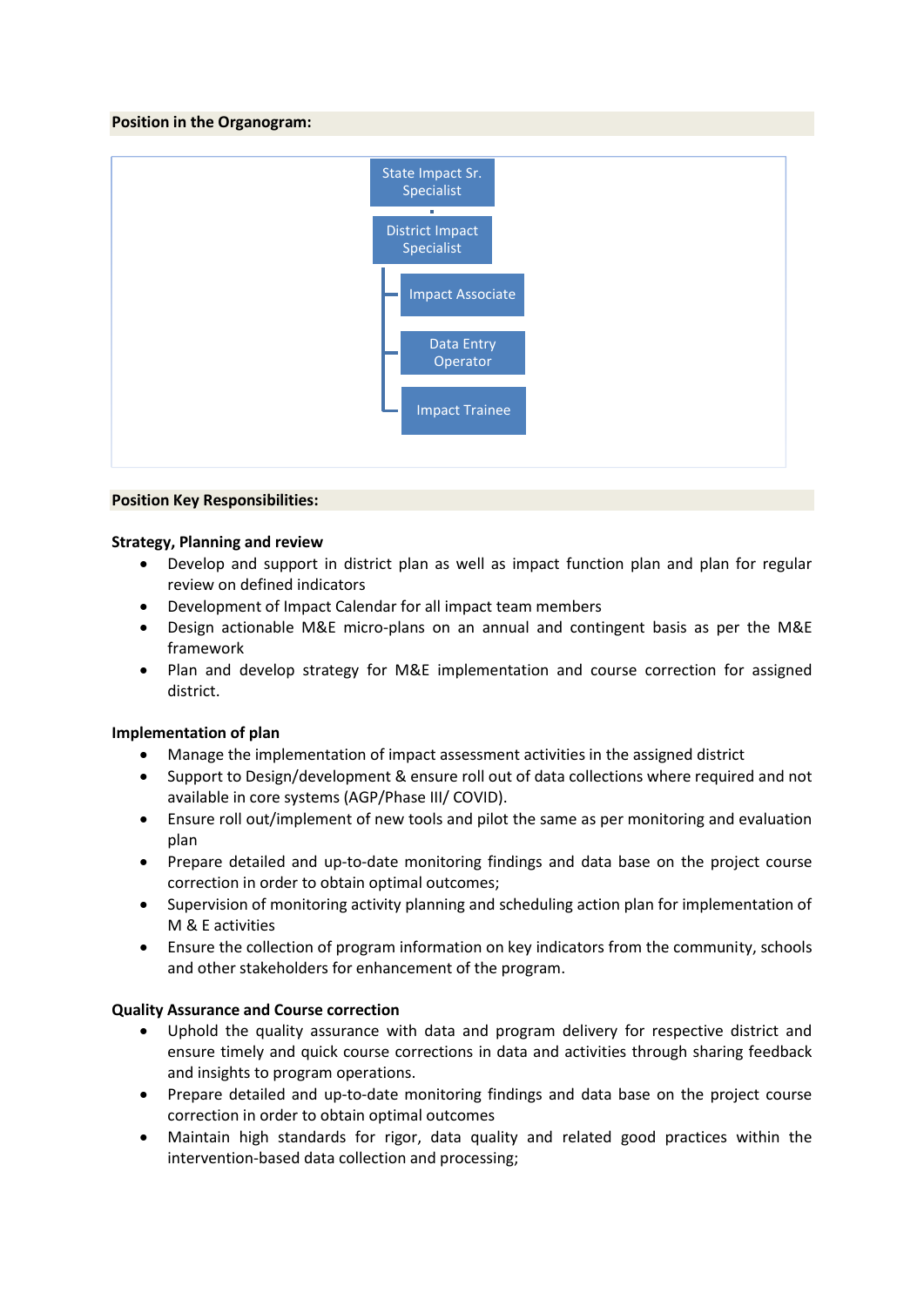**Position in the Organogram:**

- State Impact Sr. Specialist
  - District Impact Specialist
    - Impact Associate
    - Data Entry Operator
    - Impact Trainee

**Position Key Responsibilities:**

**Strategy, Planning and review**

- Develop and support in district plan as well as impact function plan and plan for regular review on defined indicators
- Development of Impact Calendar for all impact team members
- Design actionable M&E micro-plans on an annual and contingent basis as per the M&E framework
- Plan and develop strategy for M&E implementation and course correction for assigned district.

**Implementation of plan**

- Manage the implementation of impact assessment activities in the assigned district
- Support to Design/development & ensure roll out of data collections where required and not available in core systems (AGP/Phase III/ COVID).
- Ensure roll out/implement of new tools and pilot the same as per monitoring and evaluation plan
- Prepare detailed and up-to-date monitoring findings and data base on the project course correction in order to obtain optimal outcomes;
- Supervision of monitoring activity planning and scheduling action plan for implementation of M & E activities
- Ensure the collection of program information on key indicators from the community, schools and other stakeholders for enhancement of the program.

**Quality Assurance and Course correction**

- Uphold the quality assurance with data and program delivery for respective district and ensure timely and quick course corrections in data and activities through sharing feedback and insights to program operations.
- Prepare detailed and up-to-date monitoring findings and data base on the project course correction in order to obtain optimal outcomes
- Maintain high standards for rigor, data quality and related good practices within the intervention-based data collection and processing;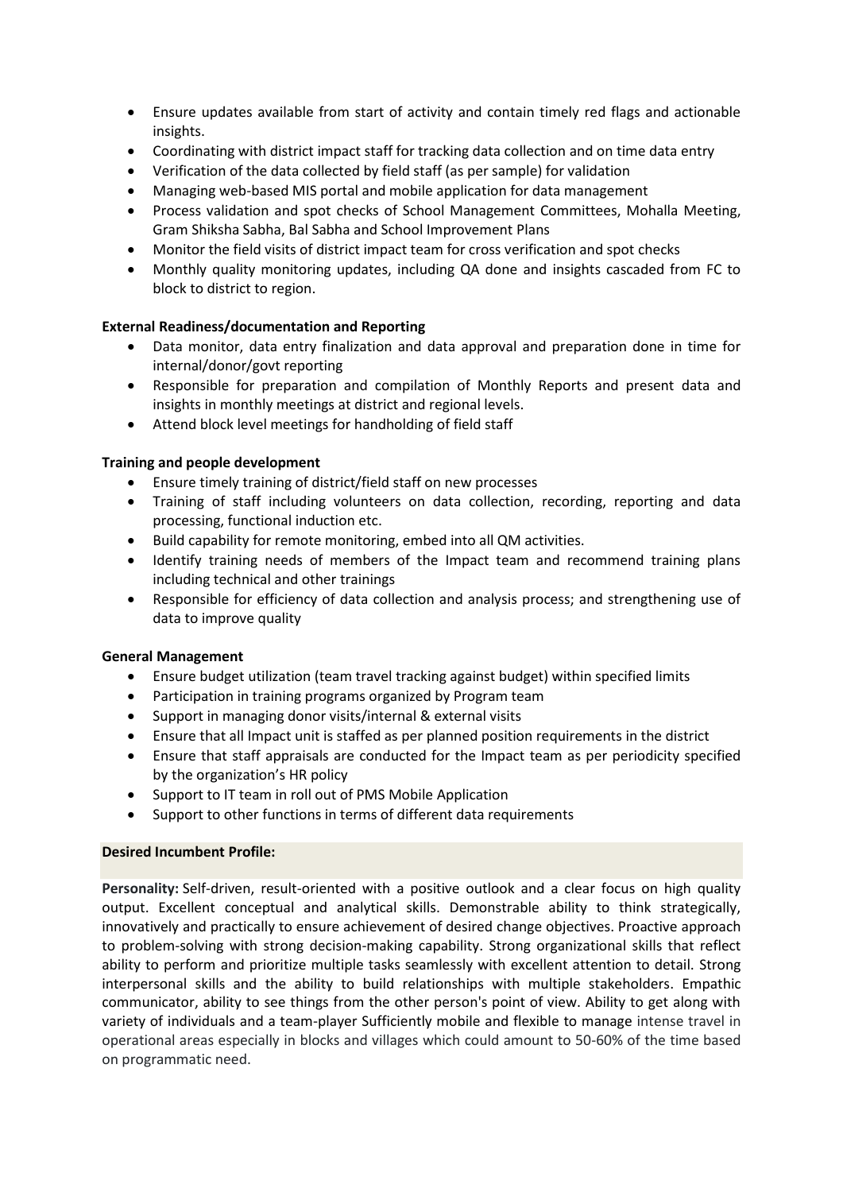- Ensure updates available from start of activity and contain timely red flags and actionable insights.
- Coordinating with district impact staff for tracking data collection and on time data entry
- Verification of the data collected by field staff (as per sample) for validation
- Managing web-based MIS portal and mobile application for data management
- Process validation and spot checks of School Management Committees, Mohalla Meeting, Gram Shiksha Sabha, Bal Sabha and School Improvement Plans
- Monitor the field visits of district impact team for cross verification and spot checks
- Monthly quality monitoring updates, including QA done and insights cascaded from FC to block to district to region.

**External Readiness/documentation and Reporting**

- Data monitor, data entry finalization and data approval and preparation done in time for internal/donor/govt reporting
- Responsible for preparation and compilation of Monthly Reports and present data and insights in monthly meetings at district and regional levels.
- Attend block level meetings for handholding of field staff

**Training and people development**

- Ensure timely training of district/field staff on new processes
- Training of staff including volunteers on data collection, recording, reporting and data processing, functional induction etc.
- Build capability for remote monitoring, embed into all QM activities.
- Identify training needs of members of the Impact team and recommend training plans including technical and other trainings
- Responsible for efficiency of data collection and analysis process; and strengthening use of data to improve quality

**General Management**

- Ensure budget utilization (team travel tracking against budget) within specified limits
- Participation in training programs organized by Program team
- Support in managing donor visits/internal & external visits
- Ensure that all Impact unit is staffed as per planned position requirements in the district
- Ensure that staff appraisals are conducted for the Impact team as per periodicity specified by the organization's HR policy
- Support to IT team in roll out of PMS Mobile Application
- Support to other functions in terms of different data requirements

**Desired Incumbent Profile:**

**Personality:** Self-driven, result-oriented with a positive outlook and a clear focus on high quality output. Excellent conceptual and analytical skills. Demonstrable ability to think strategically, innovatively and practically to ensure achievement of desired change objectives. Proactive approach to problem-solving with strong decision-making capability. Strong organizational skills that reflect ability to perform and prioritize multiple tasks seamlessly with excellent attention to detail. Strong interpersonal skills and the ability to build relationships with multiple stakeholders. Empathic communicator, ability to see things from the other person's point of view. Ability to get along with variety of individuals and a team-player Sufficiently mobile and flexible to manage intense travel in operational areas especially in blocks and villages which could amount to 50-60% of the time based on programmatic need.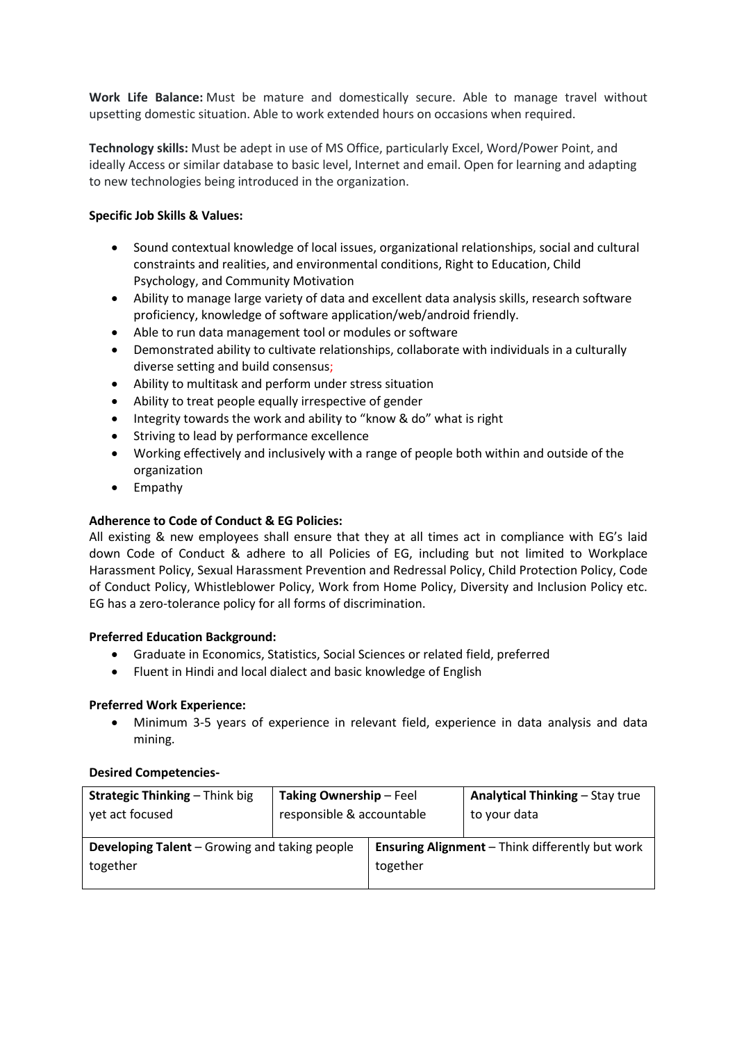**Work Life Balance:** Must be mature and domestically secure. Able to manage travel without upsetting domestic situation. Able to work extended hours on occasions when required.

**Technology skills:** Must be adept in use of MS Office, particularly Excel, Word/Power Point, and ideally Access or similar database to basic level, Internet and email. Open for learning and adapting to new technologies being introduced in the organization.

**Specific Job Skills & Values:**

- Sound contextual knowledge of local issues, organizational relationships, social and cultural constraints and realities, and environmental conditions, Right to Education, Child Psychology, and Community Motivation
- Ability to manage large variety of data and excellent data analysis skills, research software proficiency, knowledge of software application/web/android friendly.
- Able to run data management tool or modules or software
- Demonstrated ability to cultivate relationships, collaborate with individuals in a culturally diverse setting and build consensus;
- Ability to multitask and perform under stress situation
- Ability to treat people equally irrespective of gender
- Integrity towards the work and ability to "know & do" what is right
- Striving to lead by performance excellence
- Working effectively and inclusively with a range of people both within and outside of the organization
- Empathy

**Adherence to Code of Conduct & EG Policies:**
All existing & new employees shall ensure that they at all times act in compliance with EG's laid down Code of Conduct & adhere to all Policies of EG, including but not limited to Workplace Harassment Policy, Sexual Harassment Prevention and Redressal Policy, Child Protection Policy, Code of Conduct Policy, Whistleblower Policy, Work from Home Policy, Diversity and Inclusion Policy etc. EG has a zero-tolerance policy for all forms of discrimination.

**Preferred Education Background:**

- Graduate in Economics, Statistics, Social Sciences or related field, preferred
- Fluent in Hindi and local dialect and basic knowledge of English

**Preferred Work Experience:**

- Minimum 3-5 years of experience in relevant field, experience in data analysis and data mining.

**Desired Competencies-**

| | | |
|---|---|---|
| **Strategic Thinking** – Think big yet act focused | **Taking Ownership** – Feel responsible & accountable | **Analytical Thinking** – Stay true to your data |
| **Developing Talent** – Growing and taking people together | **Ensuring Alignment** – Think differently but work together | |